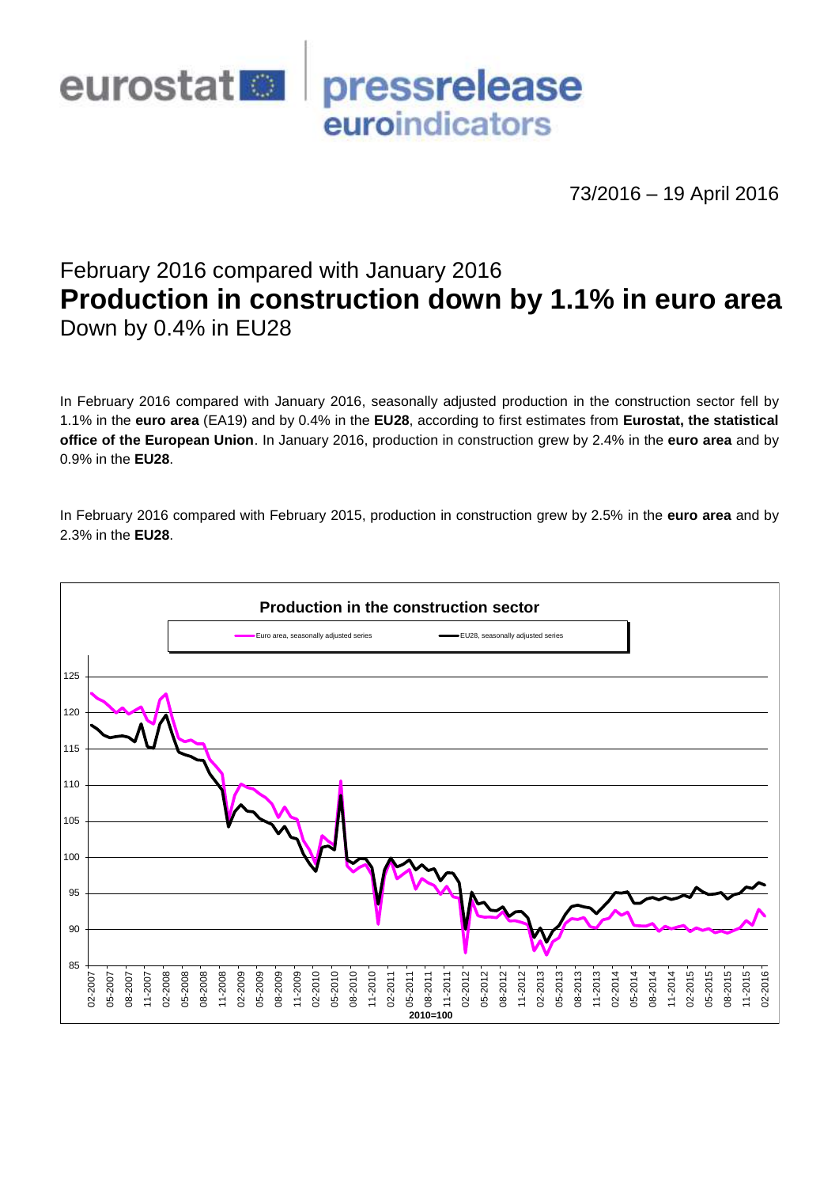eurostat pressrelease euroindicators

73/2016 – 19 April 2016

February 2016 compared with January 2016

# Production in construction down by 1.1% in euro area

Down by 0.4% in EU28

In February 2016 compared with January 2016, seasonally adjusted production in the construction sector fell by 1.1% in the **euro area** (EA19) and by 0.4% in the **EU28**, according to first estimates from **Eurostat, the statistical office of the European Union**. In January 2016, production in construction grew by 2.4% in the **euro area** and by 0.9% in the **EU28**.

In February 2016 compared with February 2015, production in construction grew by 2.5% in the **euro area** and by 2.3% in the **EU28**.

**Production in the construction sector**

Euro area, seasonally adjusted series — EU28, seasonally adjusted series

2010=100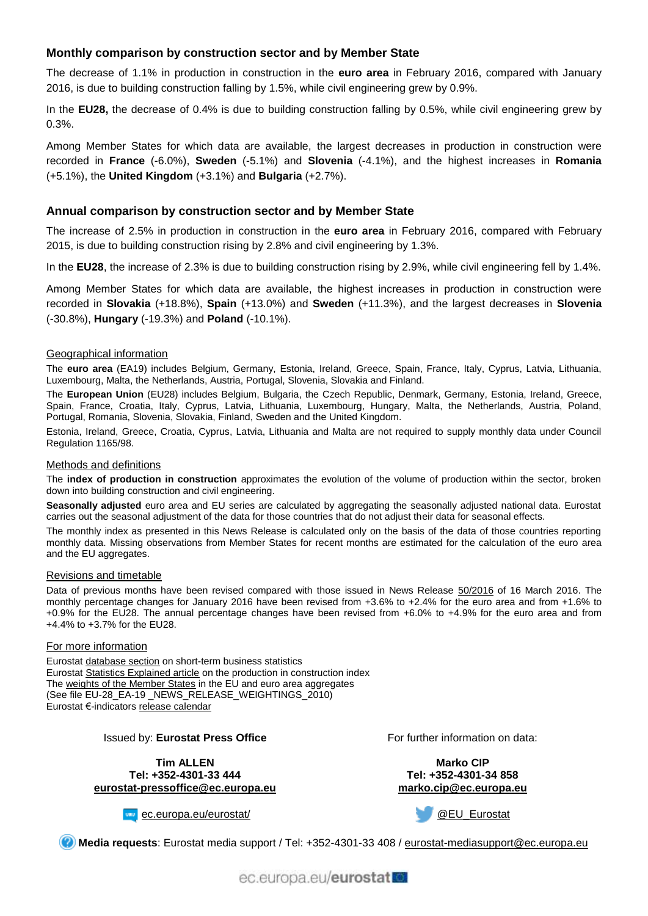## Monthly comparison by construction sector and by Member State

The decrease of 1.1% in production in construction in the **euro area** in February 2016, compared with January 2016, is due to building construction falling by 1.5%, while civil engineering grew by 0.9%.

In the **EU28,** the decrease of 0.4% is due to building construction falling by 0.5%, while civil engineering grew by 0.3%.

Among Member States for which data are available, the largest decreases in production in construction were recorded in **France** (-6.0%), **Sweden** (-5.1%) and **Slovenia** (-4.1%), and the highest increases in **Romania** (+5.1%), the **United Kingdom** (+3.1%) and **Bulgaria** (+2.7%).

## Annual comparison by construction sector and by Member State

The increase of 2.5% in production in construction in the **euro area** in February 2016, compared with February 2015, is due to building construction rising by 2.8% and civil engineering by 1.3%.

In the **EU28**, the increase of 2.3% is due to building construction rising by 2.9%, while civil engineering fell by 1.4%.

Among Member States for which data are available, the highest increases in production in construction were recorded in **Slovakia** (+18.8%), **Spain** (+13.0%) and **Sweden** (+11.3%), and the largest decreases in **Slovenia** (-30.8%), **Hungary** (-19.3%) and **Poland** (-10.1%).

### Geographical information

The **euro area** (EA19) includes Belgium, Germany, Estonia, Ireland, Greece, Spain, France, Italy, Cyprus, Latvia, Lithuania, Luxembourg, Malta, the Netherlands, Austria, Portugal, Slovenia, Slovakia and Finland.

The **European Union** (EU28) includes Belgium, Bulgaria, the Czech Republic, Denmark, Germany, Estonia, Ireland, Greece, Spain, France, Croatia, Italy, Cyprus, Latvia, Lithuania, Luxembourg, Hungary, Malta, the Netherlands, Austria, Poland, Portugal, Romania, Slovenia, Slovakia, Finland, Sweden and the United Kingdom.

Estonia, Ireland, Greece, Croatia, Cyprus, Latvia, Lithuania and Malta are not required to supply monthly data under Council Regulation 1165/98.

### Methods and definitions

The **index of production in construction** approximates the evolution of the volume of production within the sector, broken down into building construction and civil engineering.

**Seasonally adjusted** euro area and EU series are calculated by aggregating the seasonally adjusted national data. Eurostat carries out the seasonal adjustment of the data for those countries that do not adjust their data for seasonal effects.

The monthly index as presented in this News Release is calculated only on the basis of the data of those countries reporting monthly data. Missing observations from Member States for recent months are estimated for the calculation of the euro area and the EU aggregates.

### Revisions and timetable

Data of previous months have been revised compared with those issued in News Release 50/2016 of 16 March 2016. The monthly percentage changes for January 2016 have been revised from +3.6% to +2.4% for the euro area and from +1.6% to +0.9% for the EU28. The annual percentage changes have been revised from +6.0% to +4.9% for the euro area and from +4.4% to +3.7% for the EU28.

### For more information

Eurostat database section on short-term business statistics
Eurostat Statistics Explained article on the production in construction index
The weights of the Member States in the EU and euro area aggregates
(See file EU-28_EA-19 _NEWS_RELEASE_WEIGHTINGS_2010)
Eurostat €-indicators release calendar

Issued by: **Eurostat Press Office**

**Tim ALLEN**
**Tel: +352-4301-33 444**
**eurostat-pressoffice@ec.europa.eu**

For further information on data:

**Marko CIP**
**Tel: +352-4301-34 858**
**marko.cip@ec.europa.eu**

ec.europa.eu/eurostat/

@EU_Eurostat

**Media requests**: Eurostat media support / Tel: +352-4301-33 408 / eurostat-mediasupport@ec.europa.eu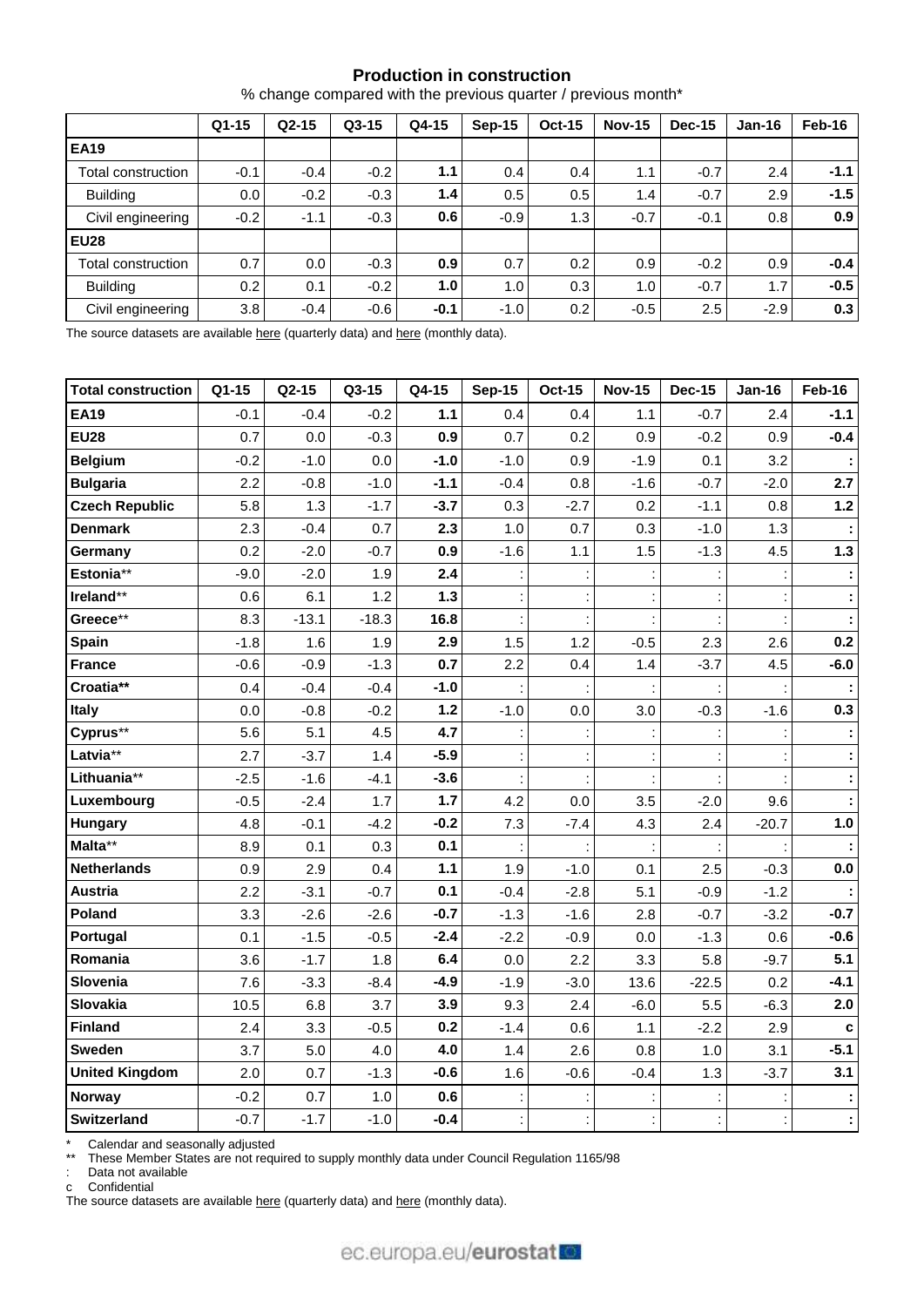### Production in construction

% change compared with the previous quarter / previous month*

| | Q1-15 | Q2-15 | Q3-15 | Q4-15 | Sep-15 | Oct-15 | Nov-15 | Dec-15 | Jan-16 | Feb-16 |
|---|---|---|---|---|---|---|---|---|---|---|
| **EA19** | | | | | | | | | | |
| Total construction | -0.1 | -0.4 | -0.2 | **1.1** | 0.4 | 0.4 | 1.1 | -0.7 | 2.4 | **-1.1** |
| Building | 0.0 | -0.2 | -0.3 | **1.4** | 0.5 | 0.5 | 1.4 | -0.7 | 2.9 | **-1.5** |
| Civil engineering | -0.2 | -1.1 | -0.3 | **0.6** | -0.9 | 1.3 | -0.7 | -0.1 | 0.8 | **0.9** |
| **EU28** | | | | | | | | | | |
| Total construction | 0.7 | 0.0 | -0.3 | **0.9** | 0.7 | 0.2 | 0.9 | -0.2 | 0.9 | **-0.4** |
| Building | 0.2 | 0.1 | -0.2 | **1.0** | 1.0 | 0.3 | 1.0 | -0.7 | 1.7 | **-0.5** |
| Civil engineering | 3.8 | -0.4 | -0.6 | **-0.1** | -1.0 | 0.2 | -0.5 | 2.5 | -2.9 | **0.3** |

The source datasets are available here (quarterly data) and here (monthly data).

| **Total construction** | Q1-15 | Q2-15 | Q3-15 | Q4-15 | Sep-15 | Oct-15 | Nov-15 | Dec-15 | Jan-16 | Feb-16 |
|---|---|---|---|---|---|---|---|---|---|---|
| **EA19** | -0.1 | -0.4 | -0.2 | **1.1** | 0.4 | 0.4 | 1.1 | -0.7 | 2.4 | **-1.1** |
| **EU28** | 0.7 | 0.0 | -0.3 | **0.9** | 0.7 | 0.2 | 0.9 | -0.2 | 0.9 | **-0.4** |
| **Belgium** | -0.2 | -1.0 | 0.0 | **-1.0** | -1.0 | 0.9 | -1.9 | 0.1 | 3.2 | **:** |
| **Bulgaria** | 2.2 | -0.8 | -1.0 | **-1.1** | -0.4 | 0.8 | -1.6 | -0.7 | -2.0 | **2.7** |
| **Czech Republic** | 5.8 | 1.3 | -1.7 | **-3.7** | 0.3 | -2.7 | 0.2 | -1.1 | 0.8 | **1.2** |
| **Denmark** | 2.3 | -0.4 | 0.7 | **2.3** | 1.0 | 0.7 | 0.3 | -1.0 | 1.3 | **:** |
| **Germany** | 0.2 | -2.0 | -0.7 | **0.9** | -1.6 | 1.1 | 1.5 | -1.3 | 4.5 | **1.3** |
| **Estonia**** | -9.0 | -2.0 | 1.9 | **2.4** | : | : | : | : | : | **:** |
| **Ireland**** | 0.6 | 6.1 | 1.2 | **1.3** | : | : | : | : | : | **:** |
| **Greece**** | 8.3 | -13.1 | -18.3 | **16.8** | : | : | : | : | : | **:** |
| **Spain** | -1.8 | 1.6 | 1.9 | **2.9** | 1.5 | 1.2 | -0.5 | 2.3 | 2.6 | **0.2** |
| **France** | -0.6 | -0.9 | -1.3 | **0.7** | 2.2 | 0.4 | 1.4 | -3.7 | 4.5 | **-6.0** |
| **Croatia**** | 0.4 | -0.4 | -0.4 | **-1.0** | : | : | : | : | : | **:** |
| **Italy** | 0.0 | -0.8 | -0.2 | **1.2** | -1.0 | 0.0 | 3.0 | -0.3 | -1.6 | **0.3** |
| **Cyprus**** | 5.6 | 5.1 | 4.5 | **4.7** | : | : | : | : | : | **:** |
| **Latvia**** | 2.7 | -3.7 | 1.4 | **-5.9** | : | : | : | : | : | **:** |
| **Lithuania**** | -2.5 | -1.6 | -4.1 | **-3.6** | : | : | : | : | : | **:** |
| **Luxembourg** | -0.5 | -2.4 | 1.7 | **1.7** | 4.2 | 0.0 | 3.5 | -2.0 | 9.6 | **:** |
| **Hungary** | 4.8 | -0.1 | -4.2 | **-0.2** | 7.3 | -7.4 | 4.3 | 2.4 | -20.7 | **1.0** |
| **Malta**** | 8.9 | 0.1 | 0.3 | **0.1** | : | : | : | : | : | **:** |
| **Netherlands** | 0.9 | 2.9 | 0.4 | **1.1** | 1.9 | -1.0 | 0.1 | 2.5 | -0.3 | **0.0** |
| **Austria** | 2.2 | -3.1 | -0.7 | **0.1** | -0.4 | -2.8 | 5.1 | -0.9 | -1.2 | **:** |
| **Poland** | 3.3 | -2.6 | -2.6 | **-0.7** | -1.3 | -1.6 | 2.8 | -0.7 | -3.2 | **-0.7** |
| **Portugal** | 0.1 | -1.5 | -0.5 | **-2.4** | -2.2 | -0.9 | 0.0 | -1.3 | 0.6 | **-0.6** |
| **Romania** | 3.6 | -1.7 | 1.8 | **6.4** | 0.0 | 2.2 | 3.3 | 5.8 | -9.7 | **5.1** |
| **Slovenia** | 7.6 | -3.3 | -8.4 | **-4.9** | -1.9 | -3.0 | 13.6 | -22.5 | 0.2 | **-4.1** |
| **Slovakia** | 10.5 | 6.8 | 3.7 | **3.9** | 9.3 | 2.4 | -6.0 | 5.5 | -6.3 | **2.0** |
| **Finland** | 2.4 | 3.3 | -0.5 | **0.2** | -1.4 | 0.6 | 1.1 | -2.2 | 2.9 | **c** |
| **Sweden** | 3.7 | 5.0 | 4.0 | **4.0** | 1.4 | 2.6 | 0.8 | 1.0 | 3.1 | **-5.1** |
| **United Kingdom** | 2.0 | 0.7 | -1.3 | **-0.6** | 1.6 | -0.6 | -0.4 | 1.3 | -3.7 | **3.1** |
| **Norway** | -0.2 | 0.7 | 1.0 | **0.6** | : | : | : | : | : | **:** |
| **Switzerland** | -0.7 | -1.7 | -1.0 | **-0.4** | : | : | : | : | : | **:** |

\* Calendar and seasonally adjusted
** These Member States are not required to supply monthly data under Council Regulation 1165/98
: Data not available
c Confidential
The source datasets are available here (quarterly data) and here (monthly data).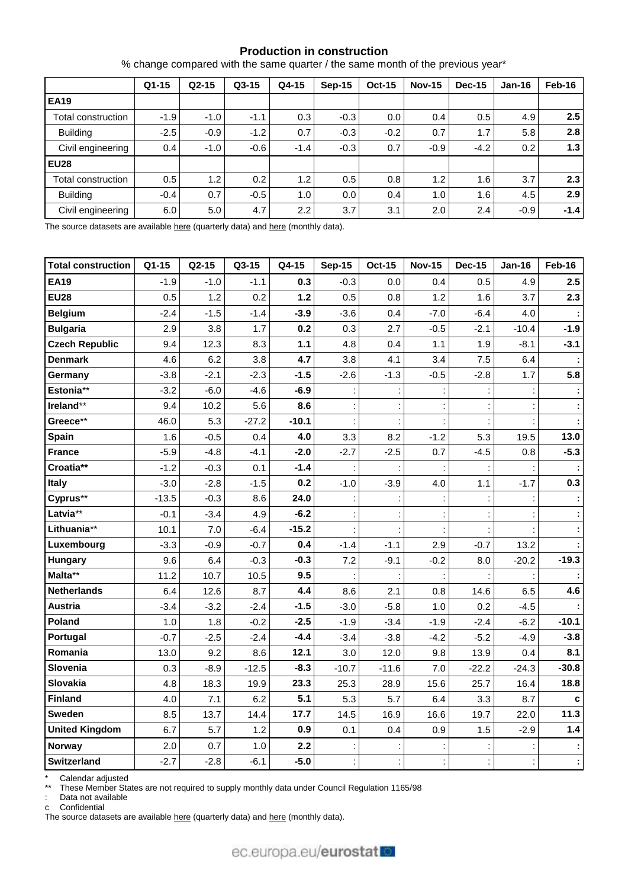### Production in construction

% change compared with the same quarter / the same month of the previous year*

| | Q1-15 | Q2-15 | Q3-15 | Q4-15 | Sep-15 | Oct-15 | Nov-15 | Dec-15 | Jan-16 | Feb-16 |
|---|---|---|---|---|---|---|---|---|---|---|
| **EA19** | | | | | | | | | | |
| Total construction | -1.9 | -1.0 | -1.1 | 0.3 | -0.3 | 0.0 | 0.4 | 0.5 | 4.9 | **2.5** |
| Building | -2.5 | -0.9 | -1.2 | 0.7 | -0.3 | -0.2 | 0.7 | 1.7 | 5.8 | **2.8** |
| Civil engineering | 0.4 | -1.0 | -0.6 | -1.4 | -0.3 | 0.7 | -0.9 | -4.2 | 0.2 | **1.3** |
| **EU28** | | | | | | | | | | |
| Total construction | 0.5 | 1.2 | 0.2 | 1.2 | 0.5 | 0.8 | 1.2 | 1.6 | 3.7 | **2.3** |
| Building | -0.4 | 0.7 | -0.5 | 1.0 | 0.0 | 0.4 | 1.0 | 1.6 | 4.5 | **2.9** |
| Civil engineering | 6.0 | 5.0 | 4.7 | 2.2 | 3.7 | 3.1 | 2.0 | 2.4 | -0.9 | **-1.4** |

The source datasets are available here (quarterly data) and here (monthly data).

| Total construction | Q1-15 | Q2-15 | Q3-15 | Q4-15 | Sep-15 | Oct-15 | Nov-15 | Dec-15 | Jan-16 | Feb-16 |
|---|---|---|---|---|---|---|---|---|---|---|
| **EA19** | -1.9 | -1.0 | -1.1 | **0.3** | -0.3 | 0.0 | 0.4 | 0.5 | 4.9 | **2.5** |
| **EU28** | 0.5 | 1.2 | 0.2 | **1.2** | 0.5 | 0.8 | 1.2 | 1.6 | 3.7 | **2.3** |
| **Belgium** | -2.4 | -1.5 | -1.4 | **-3.9** | -3.6 | 0.4 | -7.0 | -6.4 | 4.0 | **:** |
| **Bulgaria** | 2.9 | 3.8 | 1.7 | **0.2** | 0.3 | 2.7 | -0.5 | -2.1 | -10.4 | **-1.9** |
| **Czech Republic** | 9.4 | 12.3 | 8.3 | **1.1** | 4.8 | 0.4 | 1.1 | 1.9 | -8.1 | **-3.1** |
| **Denmark** | 4.6 | 6.2 | 3.8 | **4.7** | 3.8 | 4.1 | 3.4 | 7.5 | 6.4 | **:** |
| **Germany** | -3.8 | -2.1 | -2.3 | **-1.5** | -2.6 | -1.3 | -0.5 | -2.8 | 1.7 | **5.8** |
| **Estonia**** | -3.2 | -6.0 | -4.6 | **-6.9** | : | : | : | : | : | **:** |
| **Ireland**** | 9.4 | 10.2 | 5.6 | **8.6** | : | : | : | : | : | **:** |
| **Greece**** | 46.0 | 5.3 | -27.2 | **-10.1** | : | : | : | : | : | **:** |
| **Spain** | 1.6 | -0.5 | 0.4 | **4.0** | 3.3 | 8.2 | -1.2 | 5.3 | 19.5 | **13.0** |
| **France** | -5.9 | -4.8 | -4.1 | **-2.0** | -2.7 | -2.5 | 0.7 | -4.5 | 0.8 | **-5.3** |
| **Croatia**** | -1.2 | -0.3 | 0.1 | **-1.4** | : | : | : | : | : | **:** |
| **Italy** | -3.0 | -2.8 | -1.5 | **0.2** | -1.0 | -3.9 | 4.0 | 1.1 | -1.7 | **0.3** |
| **Cyprus**** | -13.5 | -0.3 | 8.6 | **24.0** | : | : | : | : | : | **:** |
| **Latvia**** | -0.1 | -3.4 | 4.9 | **-6.2** | : | : | : | : | : | **:** |
| **Lithuania**** | 10.1 | 7.0 | -6.4 | **-15.2** | : | : | : | : | : | **:** |
| **Luxembourg** | -3.3 | -0.9 | -0.7 | **0.4** | -1.4 | -1.1 | 2.9 | -0.7 | 13.2 | **:** |
| **Hungary** | 9.6 | 6.4 | -0.3 | **-0.3** | 7.2 | -9.1 | -0.2 | 8.0 | -20.2 | **-19.3** |
| **Malta**** | 11.2 | 10.7 | 10.5 | **9.5** | : | : | : | : | : | **:** |
| **Netherlands** | 6.4 | 12.6 | 8.7 | **4.4** | 8.6 | 2.1 | 0.8 | 14.6 | 6.5 | **4.6** |
| **Austria** | -3.4 | -3.2 | -2.4 | **-1.5** | -3.0 | -5.8 | 1.0 | 0.2 | -4.5 | **:** |
| **Poland** | 1.0 | 1.8 | -0.2 | **-2.5** | -1.9 | -3.4 | -1.9 | -2.4 | -6.2 | **-10.1** |
| **Portugal** | -0.7 | -2.5 | -2.4 | **-4.4** | -3.4 | -3.8 | -4.2 | -5.2 | -4.9 | **-3.8** |
| **Romania** | 13.0 | 9.2 | 8.6 | **12.1** | 3.0 | 12.0 | 9.8 | 13.9 | 0.4 | **8.1** |
| **Slovenia** | 0.3 | -8.9 | -12.5 | **-8.3** | -10.7 | -11.6 | 7.0 | -22.2 | -24.3 | **-30.8** |
| **Slovakia** | 4.8 | 18.3 | 19.9 | **23.3** | 25.3 | 28.9 | 15.6 | 25.7 | 16.4 | **18.8** |
| **Finland** | 4.0 | 7.1 | 6.2 | **5.1** | 5.3 | 5.7 | 6.4 | 3.3 | 8.7 | **c** |
| **Sweden** | 8.5 | 13.7 | 14.4 | **17.7** | 14.5 | 16.9 | 16.6 | 19.7 | 22.0 | **11.3** |
| **United Kingdom** | 6.7 | 5.7 | 1.2 | **0.9** | 0.1 | 0.4 | 0.9 | 1.5 | -2.9 | **1.4** |
| **Norway** | 2.0 | 0.7 | 1.0 | **2.2** | : | : | : | : | : | **:** |
| **Switzerland** | -2.7 | -2.8 | -6.1 | **-5.0** | : | : | : | : | : | **:** |

\* Calendar adjusted

** These Member States are not required to supply monthly data under Council Regulation 1165/98

: Data not available

c Confidential

The source datasets are available here (quarterly data) and here (monthly data).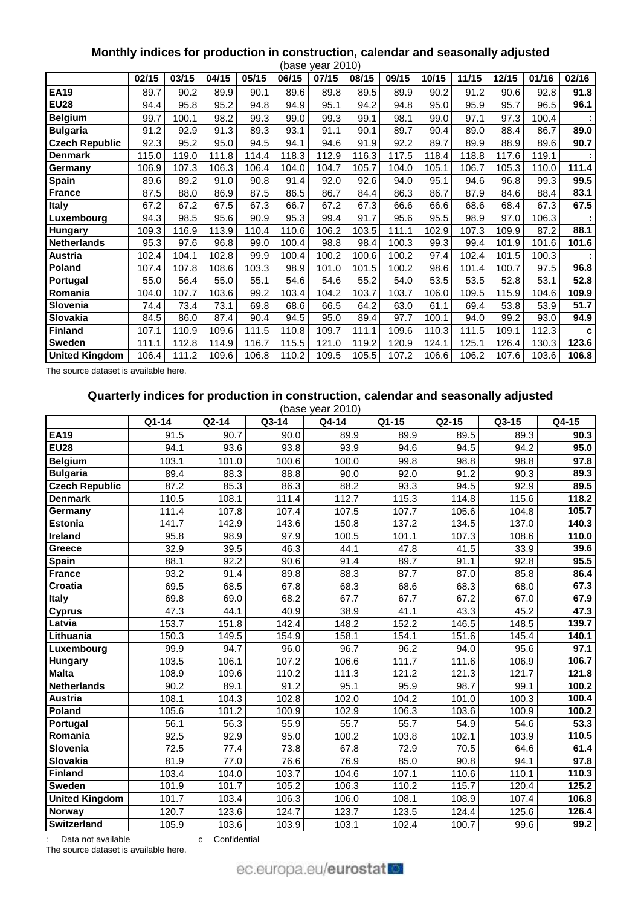**Monthly indices for production in construction, calendar and seasonally adjusted**

(base year 2010)

| | 02/15 | 03/15 | 04/15 | 05/15 | 06/15 | 07/15 | 08/15 | 09/15 | 10/15 | 11/15 | 12/15 | 01/16 | 02/16 |
|---|---|---|---|---|---|---|---|---|---|---|---|---|---|
| **EA19** | 89.7 | 90.2 | 89.9 | 90.1 | 89.6 | 89.8 | 89.5 | 89.9 | 90.2 | 91.2 | 90.6 | 92.8 | **91.8** |
| **EU28** | 94.4 | 95.8 | 95.2 | 94.8 | 94.9 | 95.1 | 94.2 | 94.8 | 95.0 | 95.9 | 95.7 | 96.5 | **96.1** |
| **Belgium** | 99.7 | 100.1 | 98.2 | 99.3 | 99.0 | 99.3 | 99.1 | 98.1 | 99.0 | 97.1 | 97.3 | 100.4 | **:** |
| **Bulgaria** | 91.2 | 92.9 | 91.3 | 89.3 | 93.1 | 91.1 | 90.1 | 89.7 | 90.4 | 89.0 | 88.4 | 86.7 | **89.0** |
| **Czech Republic** | 92.3 | 95.2 | 95.0 | 94.5 | 94.1 | 94.6 | 91.9 | 92.2 | 89.7 | 89.9 | 88.9 | 89.6 | **90.7** |
| **Denmark** | 115.0 | 119.0 | 111.8 | 114.4 | 118.3 | 112.9 | 116.3 | 117.5 | 118.4 | 118.8 | 117.6 | 119.1 | **:** |
| **Germany** | 106.9 | 107.3 | 106.3 | 106.4 | 104.0 | 104.7 | 105.7 | 104.0 | 105.1 | 106.7 | 105.3 | 110.0 | **111.4** |
| **Spain** | 89.6 | 89.2 | 91.0 | 90.8 | 91.4 | 92.0 | 92.6 | 94.0 | 95.1 | 94.6 | 96.8 | 99.3 | **99.5** |
| **France** | 87.5 | 88.0 | 86.9 | 87.5 | 86.5 | 86.7 | 84.4 | 86.3 | 86.7 | 87.9 | 84.6 | 88.4 | **83.1** |
| **Italy** | 67.2 | 67.2 | 67.5 | 67.3 | 66.7 | 67.2 | 67.3 | 66.6 | 66.6 | 68.6 | 68.4 | 67.3 | **67.5** |
| **Luxembourg** | 94.3 | 98.5 | 95.6 | 90.9 | 95.3 | 99.4 | 91.7 | 95.6 | 95.5 | 98.9 | 97.0 | 106.3 | **:** |
| **Hungary** | 109.3 | 116.9 | 113.9 | 110.4 | 110.6 | 106.2 | 103.5 | 111.1 | 102.9 | 107.3 | 109.9 | 87.2 | **88.1** |
| **Netherlands** | 95.3 | 97.6 | 96.8 | 99.0 | 100.4 | 98.8 | 98.4 | 100.3 | 99.3 | 99.4 | 101.9 | 101.6 | **101.6** |
| **Austria** | 102.4 | 104.1 | 102.8 | 99.9 | 100.4 | 100.2 | 100.6 | 100.2 | 97.4 | 102.4 | 101.5 | 100.3 | **:** |
| **Poland** | 107.4 | 107.8 | 108.6 | 103.3 | 98.9 | 101.0 | 101.5 | 100.2 | 98.6 | 101.4 | 100.7 | 97.5 | **96.8** |
| **Portugal** | 55.0 | 56.4 | 55.0 | 55.1 | 54.6 | 54.6 | 55.2 | 54.0 | 53.5 | 53.5 | 52.8 | 53.1 | **52.8** |
| **Romania** | 104.0 | 107.7 | 103.6 | 99.2 | 103.4 | 104.2 | 103.7 | 103.7 | 106.0 | 109.5 | 115.9 | 104.6 | **109.9** |
| **Slovenia** | 74.4 | 73.4 | 73.1 | 69.8 | 68.6 | 66.5 | 64.2 | 63.0 | 61.1 | 69.4 | 53.8 | 53.9 | **51.7** |
| **Slovakia** | 84.5 | 86.0 | 87.4 | 90.4 | 94.5 | 95.0 | 89.4 | 97.7 | 100.1 | 94.0 | 99.2 | 93.0 | **94.9** |
| **Finland** | 107.1 | 110.9 | 109.6 | 111.5 | 110.8 | 109.7 | 111.1 | 109.6 | 110.3 | 111.5 | 109.1 | 112.3 | **c** |
| **Sweden** | 111.1 | 112.8 | 114.9 | 116.7 | 115.5 | 121.0 | 119.2 | 120.9 | 124.1 | 125.1 | 126.4 | 130.3 | **123.6** |
| **United Kingdom** | 106.4 | 111.2 | 109.6 | 106.8 | 110.2 | 109.5 | 105.5 | 107.2 | 106.6 | 106.2 | 107.6 | 103.6 | **106.8** |

The source dataset is available here.

**Quarterly indices for production in construction, calendar and seasonally adjusted**

(base year 2010)

| | Q1-14 | Q2-14 | Q3-14 | Q4-14 | Q1-15 | Q2-15 | Q3-15 | Q4-15 |
|---|---|---|---|---|---|---|---|---|
| **EA19** | 91.5 | 90.7 | 90.0 | 89.9 | 89.9 | 89.5 | 89.3 | **90.3** |
| **EU28** | 94.1 | 93.6 | 93.8 | 93.9 | 94.6 | 94.5 | 94.2 | **95.0** |
| **Belgium** | 103.1 | 101.0 | 100.6 | 100.0 | 99.8 | 98.8 | 98.8 | **97.8** |
| **Bulgaria** | 89.4 | 88.3 | 88.8 | 90.0 | 92.0 | 91.2 | 90.3 | **89.3** |
| **Czech Republic** | 87.2 | 85.3 | 86.3 | 88.2 | 93.3 | 94.5 | 92.9 | **89.5** |
| **Denmark** | 110.5 | 108.1 | 111.4 | 112.7 | 115.3 | 114.8 | 115.6 | **118.2** |
| **Germany** | 111.4 | 107.8 | 107.4 | 107.5 | 107.7 | 105.6 | 104.8 | **105.7** |
| **Estonia** | 141.7 | 142.9 | 143.6 | 150.8 | 137.2 | 134.5 | 137.0 | **140.3** |
| **Ireland** | 95.8 | 98.9 | 97.9 | 100.5 | 101.1 | 107.3 | 108.6 | **110.0** |
| **Greece** | 32.9 | 39.5 | 46.3 | 44.1 | 47.8 | 41.5 | 33.9 | **39.6** |
| **Spain** | 88.1 | 92.2 | 90.6 | 91.4 | 89.7 | 91.1 | 92.8 | **95.5** |
| **France** | 93.2 | 91.4 | 89.8 | 88.3 | 87.7 | 87.0 | 85.8 | **86.4** |
| **Croatia** | 69.5 | 68.5 | 67.8 | 68.3 | 68.6 | 68.3 | 68.0 | **67.3** |
| **Italy** | 69.8 | 69.0 | 68.2 | 67.7 | 67.7 | 67.2 | 67.0 | **67.9** |
| **Cyprus** | 47.3 | 44.1 | 40.9 | 38.9 | 41.1 | 43.3 | 45.2 | **47.3** |
| **Latvia** | 153.7 | 151.8 | 142.4 | 148.2 | 152.2 | 146.5 | 148.5 | **139.7** |
| **Lithuania** | 150.3 | 149.5 | 154.9 | 158.1 | 154.1 | 151.6 | 145.4 | **140.1** |
| **Luxembourg** | 99.9 | 94.7 | 96.0 | 96.7 | 96.2 | 94.0 | 95.6 | **97.1** |
| **Hungary** | 103.5 | 106.1 | 107.2 | 106.6 | 111.7 | 111.6 | 106.9 | **106.7** |
| **Malta** | 108.9 | 109.6 | 110.2 | 111.3 | 121.2 | 121.3 | 121.7 | **121.8** |
| **Netherlands** | 90.2 | 89.1 | 91.2 | 95.1 | 95.9 | 98.7 | 99.1 | **100.2** |
| **Austria** | 108.1 | 104.3 | 102.8 | 102.0 | 104.2 | 101.0 | 100.3 | **100.4** |
| **Poland** | 105.6 | 101.2 | 100.9 | 102.9 | 106.3 | 103.6 | 100.9 | **100.2** |
| **Portugal** | 56.1 | 56.3 | 55.9 | 55.7 | 55.7 | 54.9 | 54.6 | **53.3** |
| **Romania** | 92.5 | 92.9 | 95.0 | 100.2 | 103.8 | 102.1 | 103.9 | **110.5** |
| **Slovenia** | 72.5 | 77.4 | 73.8 | 67.8 | 72.9 | 70.5 | 64.6 | **61.4** |
| **Slovakia** | 81.9 | 77.0 | 76.6 | 76.9 | 85.0 | 90.8 | 94.1 | **97.8** |
| **Finland** | 103.4 | 104.0 | 103.7 | 104.6 | 107.1 | 110.6 | 110.1 | **110.3** |
| **Sweden** | 101.9 | 101.7 | 105.2 | 106.3 | 110.2 | 115.7 | 120.4 | **125.2** |
| **United Kingdom** | 101.7 | 103.4 | 106.3 | 106.0 | 108.1 | 108.9 | 107.4 | **106.8** |
| **Norway** | 120.7 | 123.6 | 124.7 | 123.7 | 123.5 | 124.4 | 125.6 | **126.4** |
| **Switzerland** | 105.9 | 103.6 | 103.9 | 103.1 | 102.4 | 100.7 | 99.6 | **99.2** |

: Data not available c Confidential

The source dataset is available here.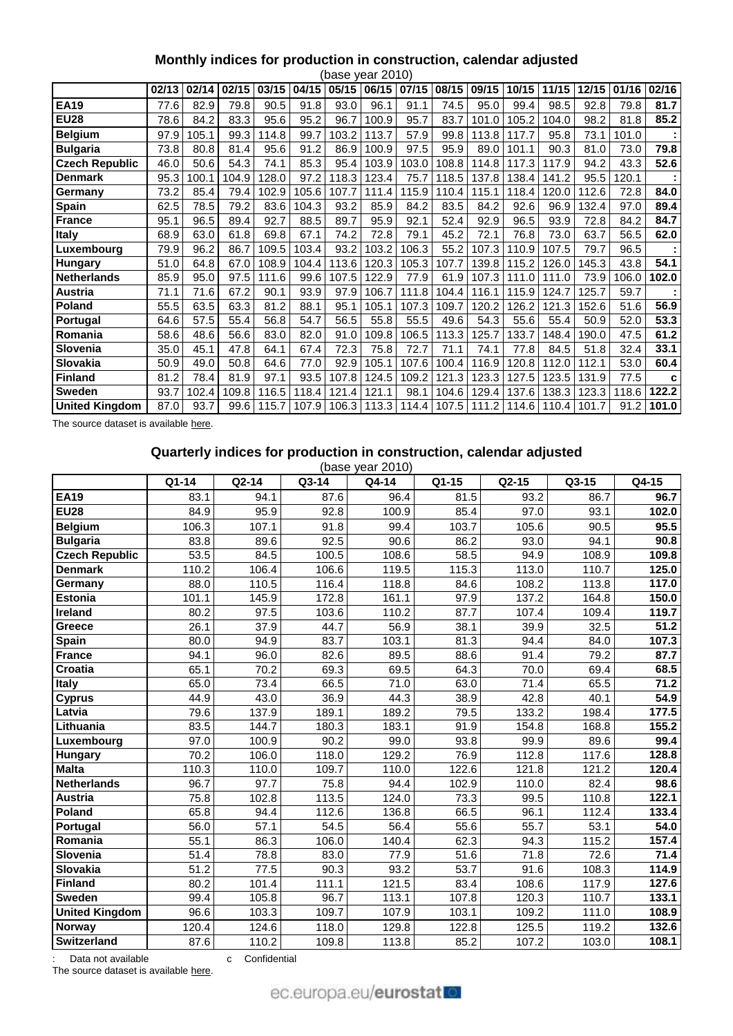## Monthly indices for production in construction, calendar adjusted

(base year 2010)

| | 02/13 | 02/14 | 02/15 | 03/15 | 04/15 | 05/15 | 06/15 | 07/15 | 08/15 | 09/15 | 10/15 | 11/15 | 12/15 | 01/16 | 02/16 |
|---|---|---|---|---|---|---|---|---|---|---|---|---|---|---|---|
| **EA19** | 77.6 | 82.9 | 79.8 | 90.5 | 91.8 | 93.0 | 96.1 | 91.1 | 74.5 | 95.0 | 99.4 | 98.5 | 92.8 | 79.8 | **81.7** |
| **EU28** | 78.6 | 84.2 | 83.3 | 95.6 | 95.2 | 96.7 | 100.9 | 95.7 | 83.7 | 101.0 | 105.2 | 104.0 | 98.2 | 81.8 | **85.2** |
| **Belgium** | 97.9 | 105.1 | 99.3 | 114.8 | 99.7 | 103.2 | 113.7 | 57.9 | 99.8 | 113.8 | 117.7 | 95.8 | 73.1 | 101.0 | **:** |
| **Bulgaria** | 73.8 | 80.8 | 81.4 | 95.6 | 91.2 | 86.9 | 100.9 | 97.5 | 95.9 | 89.0 | 101.1 | 90.3 | 81.0 | 73.0 | **79.8** |
| **Czech Republic** | 46.0 | 50.6 | 54.3 | 74.1 | 85.3 | 95.4 | 103.9 | 103.0 | 108.8 | 114.8 | 117.3 | 117.9 | 94.2 | 43.3 | **52.6** |
| **Denmark** | 95.3 | 100.1 | 104.9 | 128.0 | 97.2 | 118.3 | 123.4 | 75.7 | 118.5 | 137.8 | 138.4 | 141.2 | 95.5 | 120.1 | **:** |
| **Germany** | 73.2 | 85.4 | 79.4 | 102.9 | 105.6 | 107.7 | 111.4 | 115.9 | 110.4 | 115.1 | 118.4 | 120.0 | 112.6 | 72.8 | **84.0** |
| **Spain** | 62.5 | 78.5 | 79.2 | 83.6 | 104.3 | 93.2 | 85.9 | 84.2 | 83.5 | 84.2 | 92.6 | 96.9 | 132.4 | 97.0 | **89.4** |
| **France** | 95.1 | 96.5 | 89.4 | 92.7 | 88.5 | 89.7 | 95.9 | 92.1 | 52.4 | 92.9 | 96.5 | 93.9 | 72.8 | 84.2 | **84.7** |
| **Italy** | 68.9 | 63.0 | 61.8 | 69.8 | 67.1 | 74.2 | 72.8 | 79.1 | 45.2 | 72.1 | 76.8 | 73.0 | 63.7 | 56.5 | **62.0** |
| **Luxembourg** | 79.9 | 96.2 | 86.7 | 109.5 | 103.4 | 93.2 | 103.2 | 106.3 | 55.2 | 107.3 | 110.9 | 107.5 | 79.7 | 96.5 | **:** |
| **Hungary** | 51.0 | 64.8 | 67.0 | 108.9 | 104.4 | 113.6 | 120.3 | 105.3 | 107.7 | 139.8 | 115.2 | 126.0 | 145.3 | 43.8 | **54.1** |
| **Netherlands** | 85.9 | 95.0 | 97.5 | 111.6 | 99.6 | 107.5 | 122.9 | 77.9 | 61.9 | 107.3 | 111.0 | 111.0 | 73.9 | 106.0 | **102.0** |
| **Austria** | 71.1 | 71.6 | 67.2 | 90.1 | 93.9 | 97.9 | 106.7 | 111.8 | 104.4 | 116.1 | 115.9 | 124.7 | 125.7 | 59.7 | **:** |
| **Poland** | 55.5 | 63.5 | 63.3 | 81.2 | 88.1 | 95.1 | 105.1 | 107.3 | 109.7 | 120.2 | 126.2 | 121.3 | 152.6 | 51.6 | **56.9** |
| **Portugal** | 64.6 | 57.5 | 55.4 | 56.8 | 54.7 | 56.5 | 55.8 | 55.5 | 49.6 | 54.3 | 55.6 | 55.4 | 50.9 | 52.0 | **53.3** |
| **Romania** | 58.6 | 48.6 | 56.6 | 83.0 | 82.0 | 91.0 | 109.8 | 106.5 | 113.3 | 125.7 | 133.7 | 148.4 | 190.0 | 47.5 | **61.2** |
| **Slovenia** | 35.0 | 45.1 | 47.8 | 64.1 | 67.4 | 72.3 | 75.8 | 72.7 | 71.1 | 74.1 | 77.8 | 84.5 | 51.8 | 32.4 | **33.1** |
| **Slovakia** | 50.9 | 49.0 | 50.8 | 64.6 | 77.0 | 92.9 | 105.1 | 107.6 | 100.4 | 116.9 | 120.8 | 112.0 | 112.1 | 53.0 | **60.4** |
| **Finland** | 81.2 | 78.4 | 81.9 | 97.1 | 93.5 | 107.8 | 124.5 | 109.2 | 121.3 | 123.3 | 127.5 | 123.5 | 131.9 | 77.5 | **c** |
| **Sweden** | 93.7 | 102.4 | 109.8 | 116.5 | 118.4 | 121.4 | 121.1 | 98.1 | 104.6 | 129.4 | 137.6 | 138.3 | 123.3 | 118.6 | **122.2** |
| **United Kingdom** | 87.0 | 93.7 | 99.6 | 115.7 | 107.9 | 106.3 | 113.3 | 114.4 | 107.5 | 111.2 | 114.6 | 110.4 | 101.7 | 91.2 | **101.0** |

The source dataset is available here.

## Quarterly indices for production in construction, calendar adjusted

(base year 2010)

| | Q1-14 | Q2-14 | Q3-14 | Q4-14 | Q1-15 | Q2-15 | Q3-15 | Q4-15 |
|---|---|---|---|---|---|---|---|---|
| **EA19** | 83.1 | 94.1 | 87.6 | 96.4 | 81.5 | 93.2 | 86.7 | **96.7** |
| **EU28** | 84.9 | 95.9 | 92.8 | 100.9 | 85.4 | 97.0 | 93.1 | **102.0** |
| **Belgium** | 106.3 | 107.1 | 91.8 | 99.4 | 103.7 | 105.6 | 90.5 | **95.5** |
| **Bulgaria** | 83.8 | 89.6 | 92.5 | 90.6 | 86.2 | 93.0 | 94.1 | **90.8** |
| **Czech Republic** | 53.5 | 84.5 | 100.5 | 108.6 | 58.5 | 94.9 | 108.9 | **109.8** |
| **Denmark** | 110.2 | 106.4 | 106.6 | 119.5 | 115.3 | 113.0 | 110.7 | **125.0** |
| **Germany** | 88.0 | 110.5 | 116.4 | 118.8 | 84.6 | 108.2 | 113.8 | **117.0** |
| **Estonia** | 101.1 | 145.9 | 172.8 | 161.1 | 97.9 | 137.2 | 164.8 | **150.0** |
| **Ireland** | 80.2 | 97.5 | 103.6 | 110.2 | 87.7 | 107.4 | 109.4 | **119.7** |
| **Greece** | 26.1 | 37.9 | 44.7 | 56.9 | 38.1 | 39.9 | 32.5 | **51.2** |
| **Spain** | 80.0 | 94.9 | 83.7 | 103.1 | 81.3 | 94.4 | 84.0 | **107.3** |
| **France** | 94.1 | 96.0 | 82.6 | 89.5 | 88.6 | 91.4 | 79.2 | **87.7** |
| **Croatia** | 65.1 | 70.2 | 69.3 | 69.5 | 64.3 | 70.0 | 69.4 | **68.5** |
| **Italy** | 65.0 | 73.4 | 66.5 | 71.0 | 63.0 | 71.4 | 65.5 | **71.2** |
| **Cyprus** | 44.9 | 43.0 | 36.9 | 44.3 | 38.9 | 42.8 | 40.1 | **54.9** |
| **Latvia** | 79.6 | 137.9 | 189.1 | 189.2 | 79.5 | 133.2 | 198.4 | **177.5** |
| **Lithuania** | 83.5 | 144.7 | 180.3 | 183.1 | 91.9 | 154.8 | 168.8 | **155.2** |
| **Luxembourg** | 97.0 | 100.9 | 90.2 | 99.0 | 93.8 | 99.9 | 89.6 | **99.4** |
| **Hungary** | 70.2 | 106.0 | 118.0 | 129.2 | 76.9 | 112.8 | 117.6 | **128.8** |
| **Malta** | 110.3 | 110.0 | 109.7 | 110.0 | 122.6 | 121.8 | 121.2 | **120.4** |
| **Netherlands** | 96.7 | 97.7 | 75.8 | 94.4 | 102.9 | 110.0 | 82.4 | **98.6** |
| **Austria** | 75.8 | 102.8 | 113.5 | 124.0 | 73.3 | 99.5 | 110.8 | **122.1** |
| **Poland** | 65.8 | 94.4 | 112.6 | 136.8 | 66.5 | 96.1 | 112.4 | **133.4** |
| **Portugal** | 56.0 | 57.1 | 54.5 | 56.4 | 55.6 | 55.7 | 53.1 | **54.0** |
| **Romania** | 55.1 | 86.3 | 106.0 | 140.4 | 62.3 | 94.3 | 115.2 | **157.4** |
| **Slovenia** | 51.4 | 78.8 | 83.0 | 77.9 | 51.6 | 71.8 | 72.6 | **71.4** |
| **Slovakia** | 51.2 | 77.5 | 90.3 | 93.2 | 53.7 | 91.6 | 108.3 | **114.9** |
| **Finland** | 80.2 | 101.4 | 111.1 | 121.5 | 83.4 | 108.6 | 117.9 | **127.6** |
| **Sweden** | 99.4 | 105.8 | 96.7 | 113.1 | 107.8 | 120.3 | 110.7 | **133.1** |
| **United Kingdom** | 96.6 | 103.3 | 109.7 | 107.9 | 103.1 | 109.2 | 111.0 | **108.9** |
| **Norway** | 120.4 | 124.6 | 118.0 | 129.8 | 122.8 | 125.5 | 119.2 | **132.6** |
| **Switzerland** | 87.6 | 110.2 | 109.8 | 113.8 | 85.2 | 107.2 | 103.0 | **108.1** |

: Data not available c Confidential

The source dataset is available here.

ec.europa.eu/eurostat